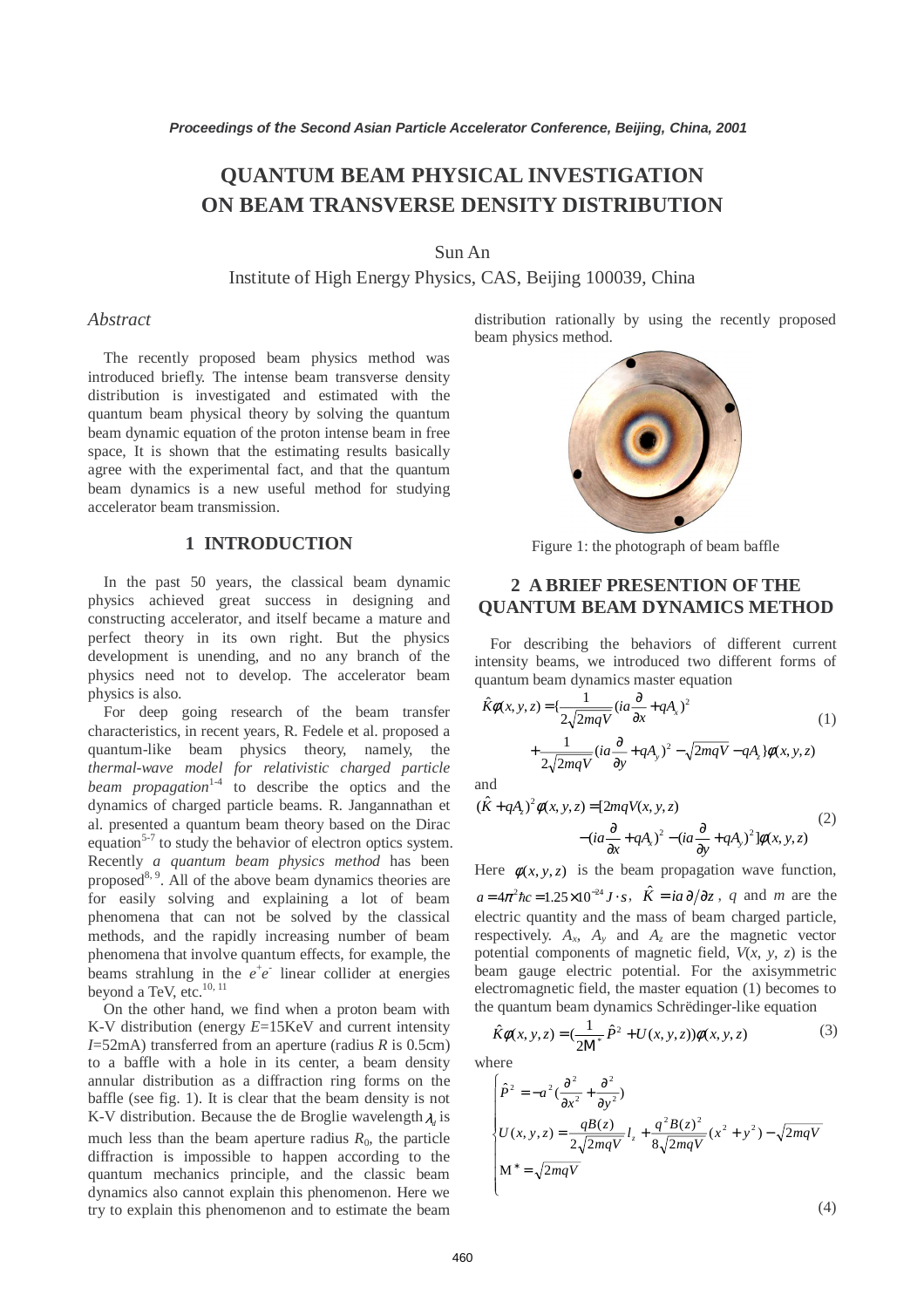# QUANTUM BEAM PHYSICAL INVESTIGATION ON BEAM TRANSVERSE DENSITY DISTRIBUTION

Sun An

Institute of High Energy Physics, CAS, Beijing 100039, China

## *Abstract*

The recently proposed beam physics method was introduced briefly. The intense beam transverse density distribution is investigated and estimated with the quantum beam physical theory by solving the quantum beam dynamic equation of the proton intense beam in free space, It is shown that the estimating results basically agree with the experimental fact, and that the quantum beam dynamics is a new useful method for studying accelerator beam transmission.

## 1 INTRODUCTION

In the past 50 years, the classical beam dynamic physics achieved great success in designing and constructing accelerator, and itself became a mature and perfect theory in its own right. But the physics development is unending, and no any branch of the physics need not to develop. The accelerator beam physics is also.

For deep going research of the beam transfer characteristics, in recent years, R. Fedele et al. proposed a quantum-like beam physics theory, namely, the *thermal-wave model for relativistic charged particle beam propagation*[1-4] to describe the optics and the dynamics of charged particle beams. R. Jangannathan et al. presented a quantum beam theory based on the Dirac equation[5-7] to study the behavior of electron optics system. Recently *a quantum beam physics method* has been proposed[8, 9]. All of the above beam dynamics theories are for easily solving and explaining a lot of beam phenomena that can not be solved by the classical methods, and the rapidly increasing number of beam phenomena that involve quantum effects, for example, the beams strahlung in the $e^+e^-$ linear collider at energies beyond a TeV, etc.[10, 11]

On the other hand, we find when a proton beam with K-V distribution (energy $E$=15KeV and current intensity $I$=52mA) transferred from an aperture (radius $R$ is 0.5cm) to a baffle with a hole in its center, a beam density annular distribution as a diffraction ring forms on the baffle (see fig. 1). It is clear that the beam density is not K-V distribution. Because the de Broglie wavelength $\lambda_d$ is much less than the beam aperture radius $R_0$, the particle diffraction is impossible to happen according to the quantum mechanics principle, and the classic beam dynamics also cannot explain this phenomenon. Here we try to explain this phenomenon and to estimate the beam distribution rationally by using the recently proposed beam physics method.

Figure 1: the photograph of beam baffle

## 2 A BRIEF PRESENTION OF THE QUANTUM BEAM DYNAMICS METHOD

For describing the behaviors of different current intensity beams, we introduced two different forms of quantum beam dynamics master equation

$$\hat{K}\phi(x,y,z) = \{\frac{1}{2\sqrt{2mqV}}(ia\frac{\partial}{\partial x}+qA_x)^2 + \frac{1}{2\sqrt{2mqV}}(ia\frac{\partial}{\partial y}+qA_y)^2 - \sqrt{2mqV} - qA_z\}\phi(x,y,z) \tag{1}$$

and

$$(\hat{K}+qA_z)^2\phi(x,y,z) = [2mqV(x,y,z) - (ia\frac{\partial}{\partial x}+qA_x)^2 - (ia\frac{\partial}{\partial y}+qA_y)^2]\phi(x,y,z) \tag{2}$$

Here $\phi(x,y,z)$ is the beam propagation wave function, $a = 4\pi^2\hbar c = 1.25\times10^{-24}\ J\cdot s$, $\hat{K} = ia\,\partial/\partial z$, $q$ and $m$ are the electric quantity and the mass of beam charged particle, respectively. $A_x$, $A_y$ and $A_z$ are the magnetic vector potential components of magnetic field, $V(x, y, z)$ is the beam gauge electric potential. For the axisymmetric electromagnetic field, the master equation (1) becomes to the quantum beam dynamics Schrëdinger-like equation

$$\hat{K}\phi(x,y,z) = (\frac{1}{2M^*}\hat{P}^2 + U(x,y,z))\phi(x,y,z) \tag{3}$$

where

$$\begin{cases} \hat{P}^2 = -a^2(\dfrac{\partial^2}{\partial x^2}+\dfrac{\partial^2}{\partial y^2}) \\ U(x,y,z) = \dfrac{qB(z)}{2\sqrt{2mqV}}l_z + \dfrac{q^2B(z)^2}{8\sqrt{2mqV}}(x^2+y^2) - \sqrt{2mqV} \\ M^* = \sqrt{2mqV} \end{cases} \tag{4}$$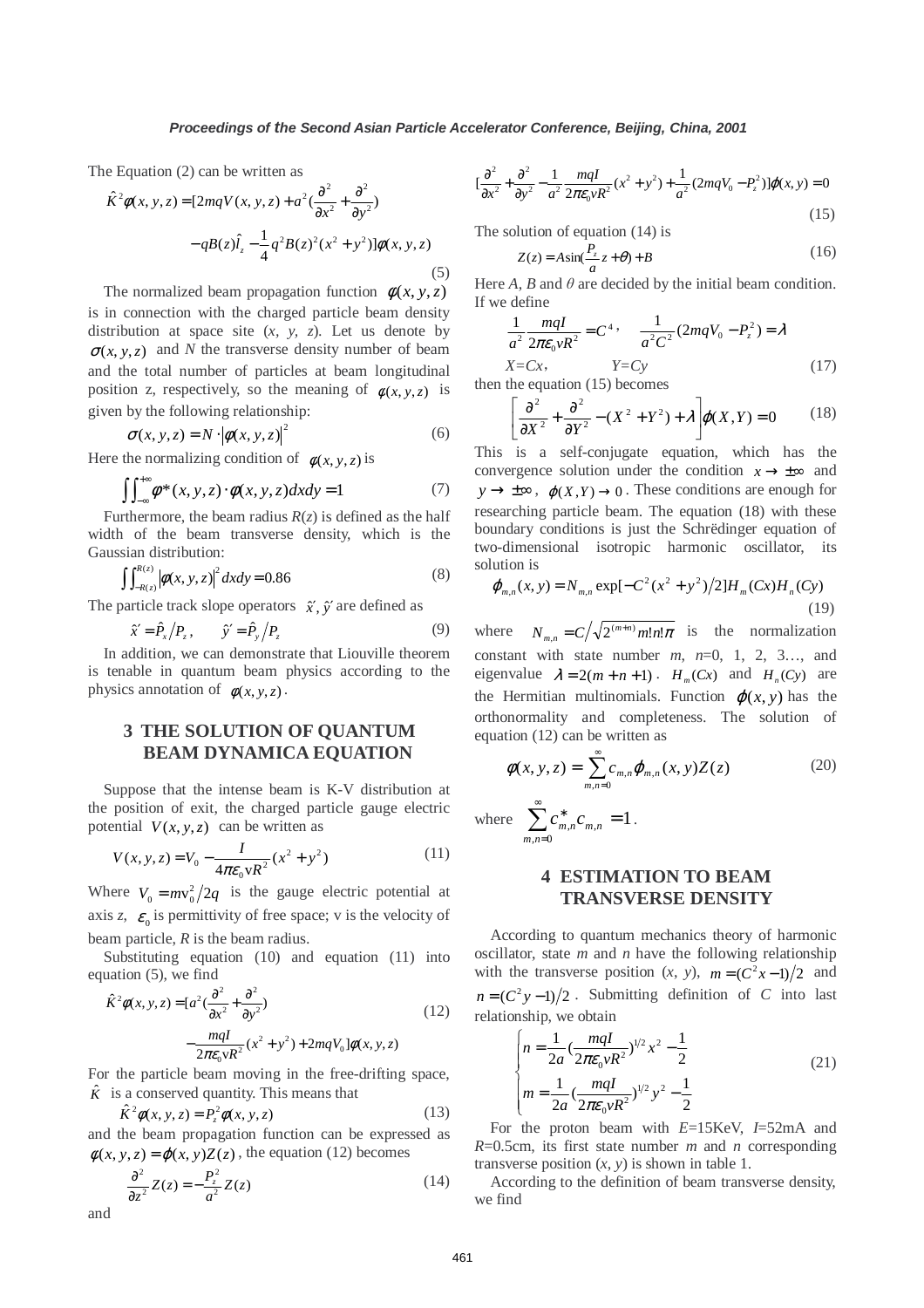The Equation (2) can be written as

$$\hat{K}^2\phi(x,y,z) = [2mqV(x,y,z) + a^2(\frac{\partial^2}{\partial x^2} + \frac{\partial^2}{\partial y^2}) - qB(z)\hat{l}_z - \frac{1}{4}q^2B(z)^2(x^2+y^2)]\phi(x,y,z) \tag{5}$$

The normalized beam propagation function $\phi(x,y,z)$ is in connection with the charged particle beam density distribution at space site (*x*, *y*, *z*). Let us denote by $\sigma(x,y,z)$ and *N* the transverse density number of beam and the total number of particles at beam longitudinal position z, respectively, so the meaning of $\phi(x,y,z)$ is given by the following relationship:

$$\sigma(x,y,z) = N \cdot |\phi(x,y,z)|^2 \tag{6}$$

Here the normalizing condition of $\phi(x,y,z)$ is

$$\iint_{-\infty}^{+\infty} \phi^*(x,y,z) \cdot \phi(x,y,z)dxdy = 1 \tag{7}$$

Furthermore, the beam radius $R(z)$ is defined as the half width of the beam transverse density, which is the Gaussian distribution:

$$\iint_{-R(z)}^{R(z)} |\phi(x,y,z)|^2 dxdy = 0.86 \tag{8}$$

The particle track slope operators $\hat{x}', \hat{y}'$ are defined as

$$\hat{x}' = \hat{P}_x / P_z, \qquad \hat{y}' = \hat{P}_y / P_z \tag{9}$$

In addition, we can demonstrate that Liouville theorem is tenable in quantum beam physics according to the physics annotation of $\phi(x,y,z)$.

## 3 THE SOLUTION OF QUANTUM BEAM DYNAMICA EQUATION

Suppose that the intense beam is K-V distribution at the position of exit, the charged particle gauge electric potential $V(x,y,z)$ can be written as

$$V(x,y,z) = V_0 - \frac{I}{4\pi\varepsilon_0 vR^2}(x^2+y^2) \tag{11}$$

Where $V_0 = mv_0^2/2q$ is the gauge electric potential at axis *z*, $\varepsilon_0$ is permittivity of free space; v is the velocity of beam particle, *R* is the beam radius.

Substituting equation (10) and equation (11) into equation (5), we find

$$\hat{K}^2\phi(x,y,z) = [a^2(\frac{\partial^2}{\partial x^2} + \frac{\partial^2}{\partial y^2}) - \frac{mqI}{2\pi\varepsilon_0 vR^2}(x^2+y^2) + 2mqV_0]\phi(x,y,z) \tag{12}$$

For the particle beam moving in the free-drifting space, $\hat{K}$ is a conserved quantity. This means that

$$\hat{K}^2\phi(x,y,z) = P_z^2\phi(x,y,z) \tag{13}$$

and the beam propagation function can be expressed as $\phi(x,y,z) = \varphi(x,y)Z(z)$, the equation (12) becomes

$$\frac{\partial^2}{\partial z^2}Z(z) = -\frac{P_z^2}{a^2}Z(z) \tag{14}$$

and

$$[\frac{\partial^2}{\partial x^2} + \frac{\partial^2}{\partial y^2} - \frac{1}{a^2}\frac{mqI}{2\pi\varepsilon_0 vR^2}(x^2+y^2) + \frac{1}{a^2}(2mqV_0 - P_z^2)]\varphi(x,y) = 0 \tag{15}$$

The solution of equation (14) is

$$Z(z) = A\sin(\frac{P_z}{a}z + \theta) + B \tag{16}$$

Here *A*, *B* and *θ* are decided by the initial beam condition. If we define

$$\frac{1}{a^2}\frac{mqI}{2\pi\varepsilon_0 vR^2} = C^4, \quad \frac{1}{a^2C^2}(2mqV_0 - P_z^2) = \lambda$$

$$X = Cx, \qquad Y = Cy \tag{17}$$

then the equation (15) becomes

$$\left[\frac{\partial^2}{\partial X^2} + \frac{\partial^2}{\partial Y^2} - (X^2+Y^2) + \lambda\right]\varphi(X,Y) = 0 \tag{18}$$

This is a self-conjugate equation, which has the convergence solution under the condition $x \to \pm\infty$ and $y \to \pm\infty$, $\varphi(X,Y) \to 0$. These conditions are enough for researching particle beam. The equation (18) with these boundary conditions is just the Schrëdinger equation of two-dimensional isotropic harmonic oscillator, its solution is

$$\varphi_{m,n}(x,y) = N_{m,n}\exp[-C^2(x^2+y^2)/2]H_m(Cx)H_n(Cy) \tag{19}$$

where $N_{m,n} = C/\sqrt{2^{(m+n)}m!n!\pi}$ is the normalization constant with state number *m*, *n*=0, 1, 2, 3…, and eigenvalue $\lambda = 2(m+n+1)$. $H_m(Cx)$ and $H_n(Cy)$ are the Hermitian multinomials. Function $\varphi(x,y)$ has the orthonormality and completeness. The solution of equation (12) can be written as

$$\phi(x,y,z) = \sum_{m,n=0}^{\infty} c_{m,n}\varphi_{m,n}(x,y)Z(z) \tag{20}$$

where $\sum_{m,n=0}^{\infty} c_{m,n}^* c_{m,n} = 1$.

## 4 ESTIMATION TO BEAM TRANSVERSE DENSITY

According to quantum mechanics theory of harmonic oscillator, state *m* and *n* have the following relationship with the transverse position (*x*, *y*), $m = (C^2x - 1)/2$ and $n = (C^2y - 1)/2$. Submitting definition of *C* into last relationship, we obtain

$$\begin{cases} n = \dfrac{1}{2a}(\dfrac{mqI}{2\pi\varepsilon_0 vR^2})^{1/2}x^2 - \dfrac{1}{2} \\ m = \dfrac{1}{2a}(\dfrac{mqI}{2\pi\varepsilon_0 vR^2})^{1/2}y^2 - \dfrac{1}{2} \end{cases} \tag{21}$$

For the proton beam with *E*=15KeV, *I*=52mA and *R*=0.5cm, its first state number *m* and *n* corresponding transverse position (*x*, *y*) is shown in table 1.

According to the definition of beam transverse density, we find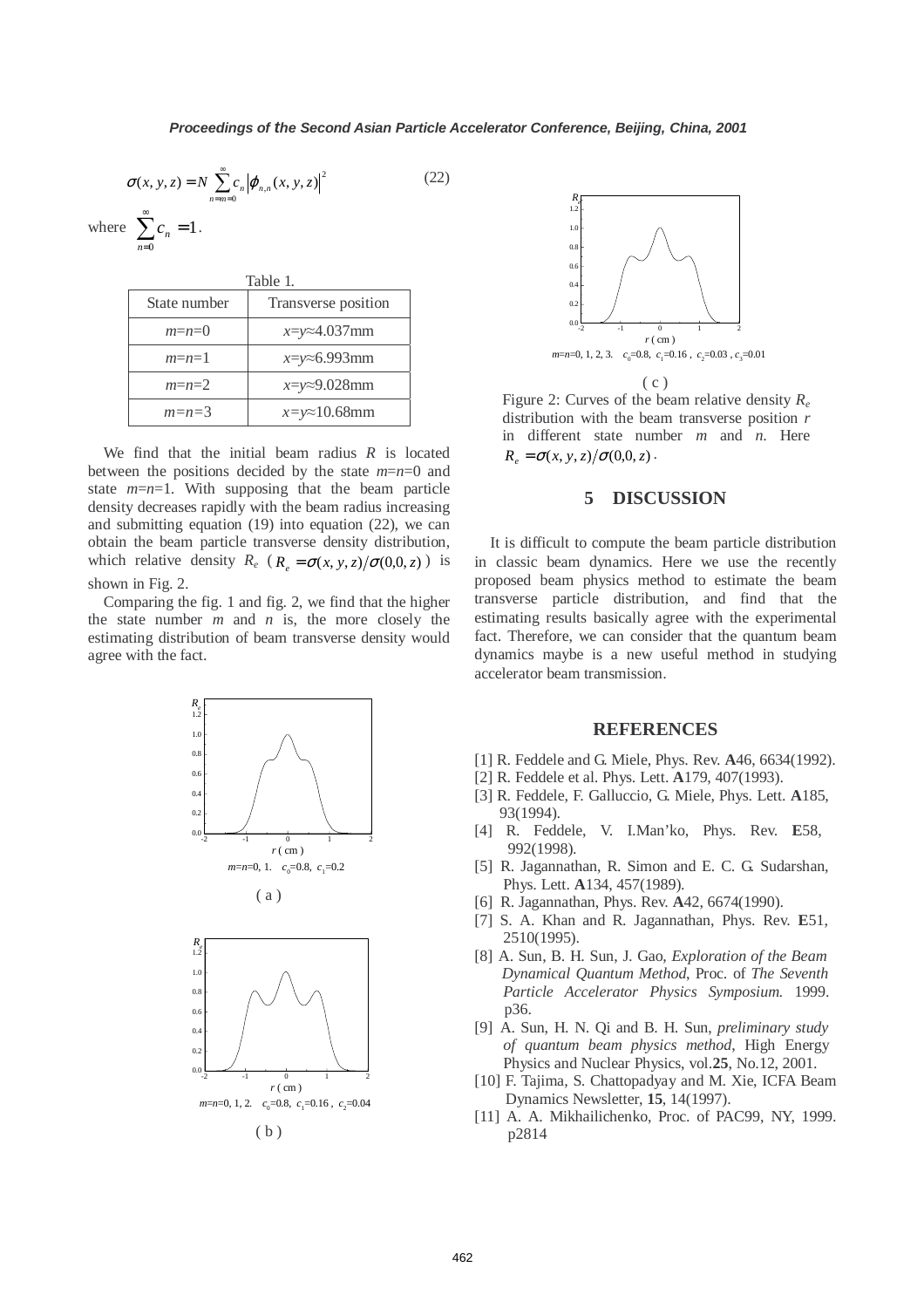$$\sigma(x,y,z) = N \sum_{n=m=0}^{\infty} c_n \left|\varphi_{n,n}(x,y,z)\right|^2 \tag{22}$$

where $\sum_{n=0}^{\infty} c_n = 1$.

Table 1.

| State number | Transverse position |
|---|---|
| $m$=$n$=0 | $x$=$y$≈4.037mm |
| $m$=$n$=1 | $x$=$y$≈6.993mm |
| $m$=$n$=2 | $x$=$y$≈9.028mm |
| $m$=$n$=3 | $x$=$y$≈10.68mm |

We find that the initial beam radius $R$ is located between the positions decided by the state $m$=$n$=0 and state $m$=$n$=1. With supposing that the beam particle density decreases rapidly with the beam radius increasing and submitting equation (19) into equation (22), we can obtain the beam particle transverse density distribution, which relative density $R_e$ ($R_e = \sigma(x,y,z)/\sigma(0,0,z)$) is shown in Fig. 2.

Comparing the fig. 1 and fig. 2, we find that the higher the state number $m$ and $n$ is, the more closely the estimating distribution of beam transverse density would agree with the fact.

$R_e$
1.2
1.0
0.8
0.6
0.4
0.2
0.0
-2 -1 0 1 2
$r$ ( cm )
$m$=$n$=0, 1. $c_0$=0.8, $c_1$=0.2

( a )

$R_e$
1.2
1.0
0.8
0.6
0.4
0.2
0.0
-2 -1 0 1 2
$r$ ( cm )
$m$=$n$=0, 1, 2. $c_0$=0.8, $c_1$=0.16 , $c_2$=0.04

( b )

$R_e$
1.2
1.0
0.8
0.6
0.4
0.2
0.0
-2 -1 0 1 2
$r$ ( cm )
$m$=$n$=0, 1, 2, 3. $c_0$=0.8, $c_1$=0.16 , $c_2$=0.03 , $c_3$=0.01

( c )

Figure 2: Curves of the beam relative density $R_e$ distribution with the beam transverse position $r$ in different state number $m$ and $n$. Here $R_e = \sigma(x,y,z)/\sigma(0,0,z)$.

## 5 DISCUSSION

It is difficult to compute the beam particle distribution in classic beam dynamics. Here we use the recently proposed beam physics method to estimate the beam transverse particle distribution, and find that the estimating results basically agree with the experimental fact. Therefore, we can consider that the quantum beam dynamics maybe is a new useful method in studying accelerator beam transmission.

## REFERENCES

[1] R. Feddele and G. Miele, Phys. Rev. **A**46, 6634(1992).
[2] R. Feddele et al. Phys. Lett. **A**179, 407(1993).
[3] R. Feddele, F. Galluccio, G. Miele, Phys. Lett. **A**185, 93(1994).
[4] R. Feddele, V. I.Man'ko, Phys. Rev. **E**58, 992(1998).
[5] R. Jagannathan, R. Simon and E. C. G. Sudarshan, Phys. Lett. **A**134, 457(1989).
[6] R. Jagannathan, Phys. Rev. **A**42, 6674(1990).
[7] S. A. Khan and R. Jagannathan, Phys. Rev. **E**51, 2510(1995).
[8] A. Sun, B. H. Sun, J. Gao, *Exploration of the Beam Dynamical Quantum Method*, Proc. of *The Seventh Particle Accelerator Physics Symposium.* 1999. p36.
[9] A. Sun, H. N. Qi and B. H. Sun, *preliminary study of quantum beam physics method*, High Energy Physics and Nuclear Physics, vol.**25**, No.12, 2001.
[10] F. Tajima, S. Chattopadyay and M. Xie, ICFA Beam Dynamics Newsletter, **15**, 14(1997).
[11] A. A. Mikhailichenko, Proc. of PAC99, NY, 1999. p2814